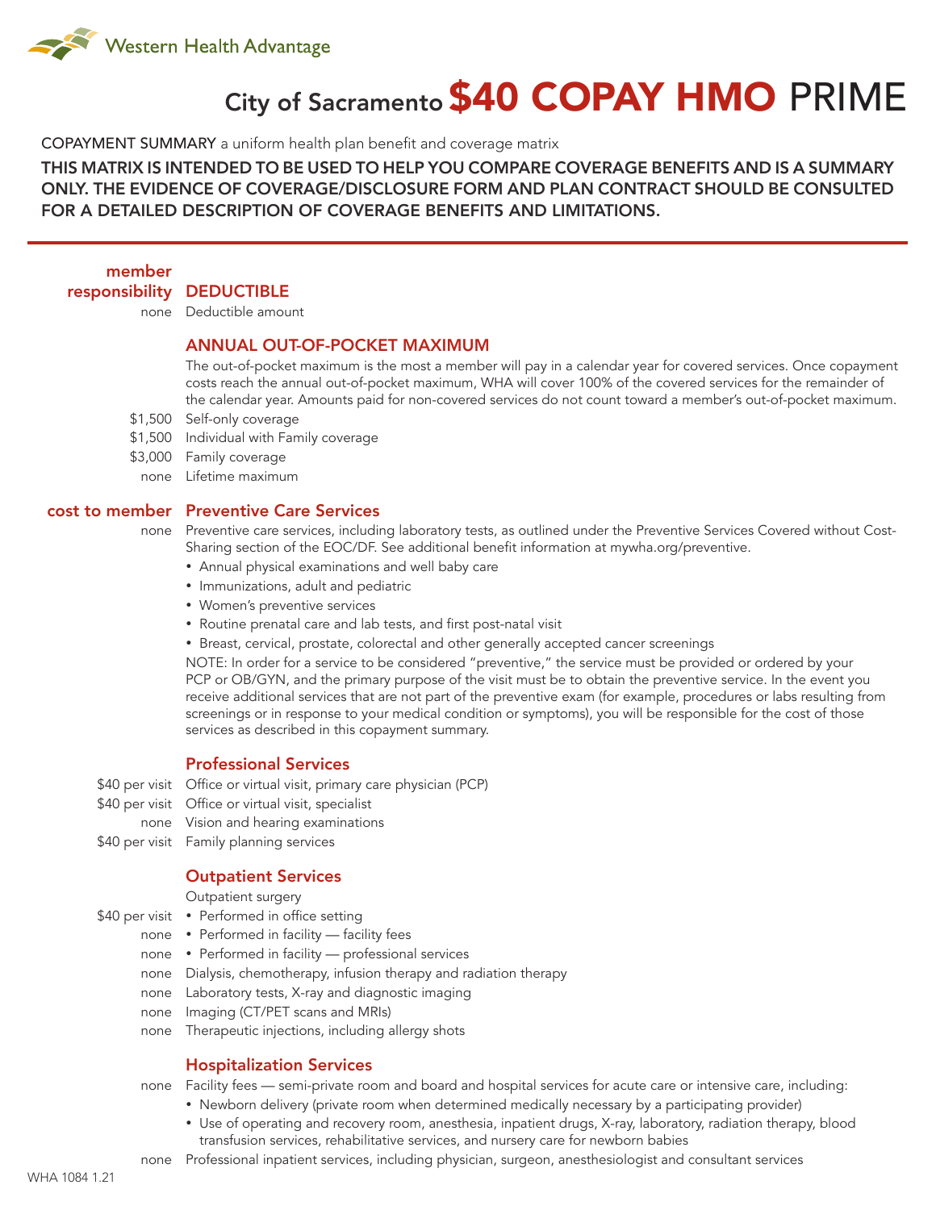Western Health Advantage

# City of Sacramento $40 COPAY HMO PRIME

COPAYMENT SUMMARY a uniform health plan benefit and coverage matrix

**THIS MATRIX IS INTENDED TO BE USED TO HELP YOU COMPARE COVERAGE BENEFITS AND IS A SUMMARY ONLY. THE EVIDENCE OF COVERAGE/DISCLOSURE FORM AND PLAN CONTRACT SHOULD BE CONSULTED FOR A DETAILED DESCRIPTION OF COVERAGE BENEFITS AND LIMITATIONS.**

## DEDUCTIBLE

| member responsibility | |
|---|---|
| none | Deductible amount |

## ANNUAL OUT-OF-POCKET MAXIMUM

The out-of-pocket maximum is the most a member will pay in a calendar year for covered services. Once copayment costs reach the annual out-of-pocket maximum, WHA will cover 100% of the covered services for the remainder of the calendar year. Amounts paid for non-covered services do not count toward a member's out-of-pocket maximum.

| member responsibility | |
|---|---|
| $1,500 | Self-only coverage |
| $1,500 | Individual with Family coverage |
| $3,000 | Family coverage |
| none | Lifetime maximum |

## Preventive Care Services

| cost to member | |
|---|---|
| none | Preventive care services, including laboratory tests, as outlined under the Preventive Services Covered without Cost-Sharing section of the EOC/DF. See additional benefit information at mywha.org/preventive. |

- Annual physical examinations and well baby care
- Immunizations, adult and pediatric
- Women's preventive services
- Routine prenatal care and lab tests, and first post-natal visit
- Breast, cervical, prostate, colorectal and other generally accepted cancer screenings

NOTE: In order for a service to be considered "preventive," the service must be provided or ordered by your PCP or OB/GYN, and the primary purpose of the visit must be to obtain the preventive service. In the event you receive additional services that are not part of the preventive exam (for example, procedures or labs resulting from screenings or in response to your medical condition or symptoms), you will be responsible for the cost of those services as described in this copayment summary.

## Professional Services

| cost to member | |
|---|---|
| $40 per visit | Office or virtual visit, primary care physician (PCP) |
| $40 per visit | Office or virtual visit, specialist |
| none | Vision and hearing examinations |
| $40 per visit | Family planning services |

## Outpatient Services

| cost to member | |
|---|---|
| | Outpatient surgery |
| $40 per visit | • Performed in office setting |
| none | • Performed in facility — facility fees |
| none | • Performed in facility — professional services |
| none | Dialysis, chemotherapy, infusion therapy and radiation therapy |
| none | Laboratory tests, X-ray and diagnostic imaging |
| none | Imaging (CT/PET scans and MRIs) |
| none | Therapeutic injections, including allergy shots |

## Hospitalization Services

| cost to member | |
|---|---|
| none | Facility fees — semi-private room and board and hospital services for acute care or intensive care, including: |

- Newborn delivery (private room when determined medically necessary by a participating provider)
- Use of operating and recovery room, anesthesia, inpatient drugs, X-ray, laboratory, radiation therapy, blood transfusion services, rehabilitative services, and nursery care for newborn babies

| cost to member | |
|---|---|
| none | Professional inpatient services, including physician, surgeon, anesthesiologist and consultant services |

WHA 1084 1.21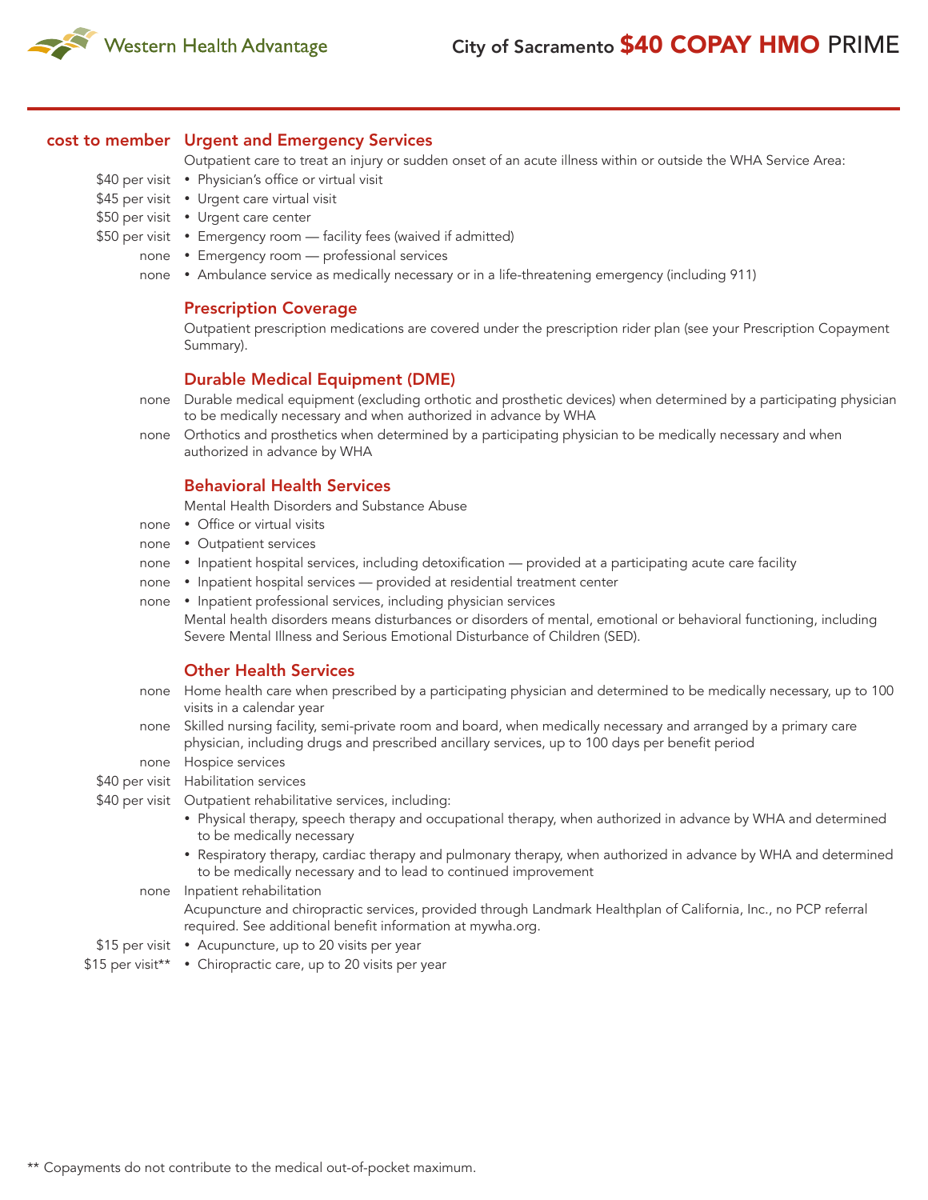Western Health Advantage

# City of Sacramento $40 COPAY HMO PRIME

| cost to member | Urgent and Emergency Services |
|---|---|
| | Outpatient care to treat an injury or sudden onset of an acute illness within or outside the WHA Service Area: |
| $40 per visit | • Physician's office or virtual visit |
| $45 per visit | • Urgent care virtual visit |
| $50 per visit | • Urgent care center |
| $50 per visit | • Emergency room — facility fees (waived if admitted) |
| none | • Emergency room — professional services |
| none | • Ambulance service as medically necessary or in a life-threatening emergency (including 911) |
| | **Prescription Coverage** |
| | Outpatient prescription medications are covered under the prescription rider plan (see your Prescription Copayment Summary). |
| | **Durable Medical Equipment (DME)** |
| none | Durable medical equipment (excluding orthotic and prosthetic devices) when determined by a participating physician to be medically necessary and when authorized in advance by WHA |
| none | Orthotics and prosthetics when determined by a participating physician to be medically necessary and when authorized in advance by WHA |
| | **Behavioral Health Services** |
| | Mental Health Disorders and Substance Abuse |
| none | • Office or virtual visits |
| none | • Outpatient services |
| none | • Inpatient hospital services, including detoxification — provided at a participating acute care facility |
| none | • Inpatient hospital services — provided at residential treatment center |
| none | • Inpatient professional services, including physician services |
| | Mental health disorders means disturbances or disorders of mental, emotional or behavioral functioning, including Severe Mental Illness and Serious Emotional Disturbance of Children (SED). |
| | **Other Health Services** |
| none | Home health care when prescribed by a participating physician and determined to be medically necessary, up to 100 visits in a calendar year |
| none | Skilled nursing facility, semi-private room and board, when medically necessary and arranged by a primary care physician, including drugs and prescribed ancillary services, up to 100 days per benefit period |
| none | Hospice services |
| $40 per visit | Habilitation services |
| $40 per visit | Outpatient rehabilitative services, including: • Physical therapy, speech therapy and occupational therapy, when authorized in advance by WHA and determined to be medically necessary • Respiratory therapy, cardiac therapy and pulmonary therapy, when authorized in advance by WHA and determined to be medically necessary and to lead to continued improvement |
| none | Inpatient rehabilitation |
| | Acupuncture and chiropractic services, provided through Landmark Healthplan of California, Inc., no PCP referral required. See additional benefit information at mywha.org. |
| $15 per visit | • Acupuncture, up to 20 visits per year |
| $15 per visit** | • Chiropractic care, up to 20 visits per year |

** Copayments do not contribute to the medical out-of-pocket maximum.